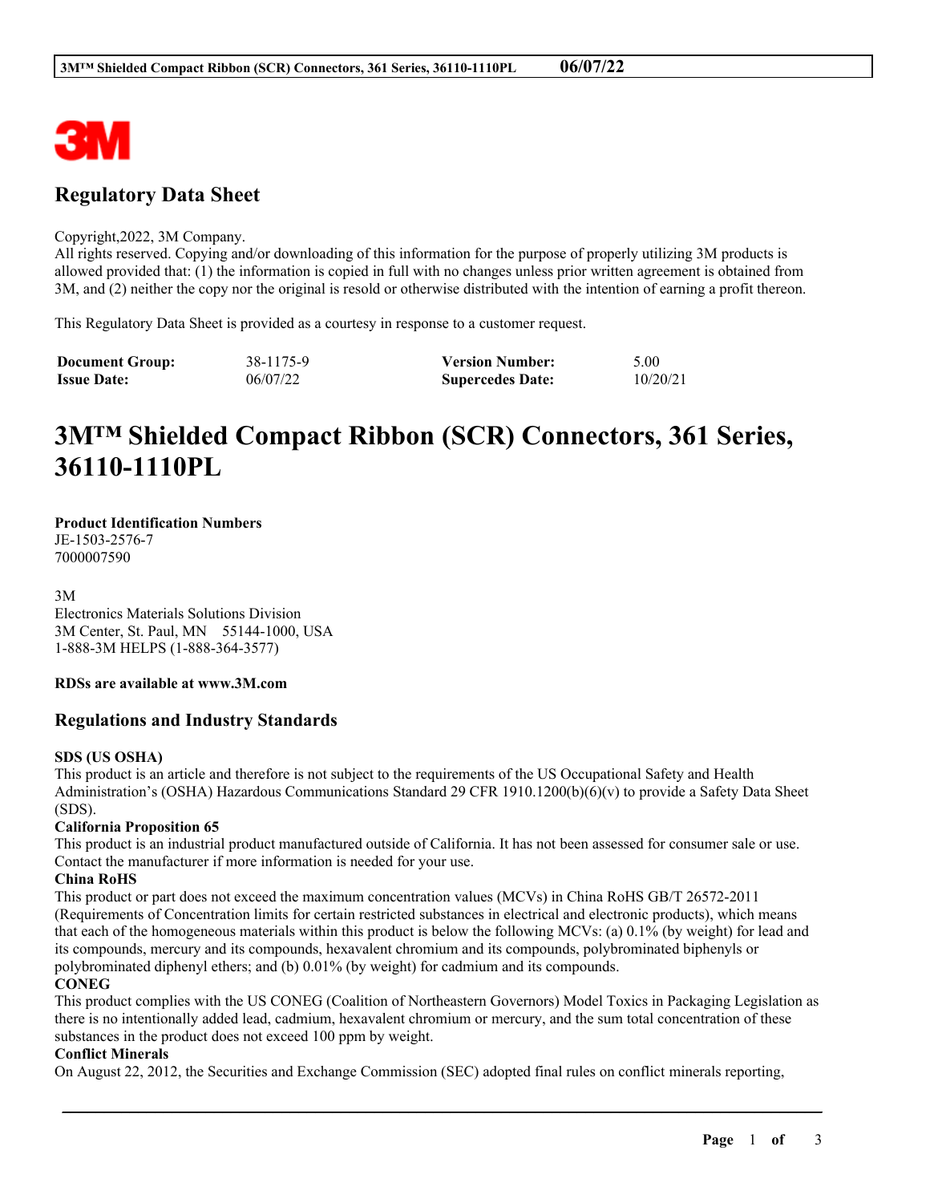# Regulatory Data Sheet

Copyright,2022, 3M Company.
All rights reserved. Copying and/or downloading of this information for the purpose of properly utilizing 3M products is allowed provided that: (1) the information is copied in full with no changes unless prior written agreement is obtained from 3M, and (2) neither the copy nor the original is resold or otherwise distributed with the intention of earning a profit thereon.

This Regulatory Data Sheet is provided as a courtesy in response to a customer request.

| | | | |
|---|---|---|---|
| **Document Group:** | 38-1175-9 | **Version Number:** | 5.00 |
| **Issue Date:** | 06/07/22 | **Supercedes Date:** | 10/20/21 |

# 3M™ Shielded Compact Ribbon (SCR) Connectors, 361 Series, 36110-1110PL

**Product Identification Numbers**
JE-1503-2576-7
7000007590

3M
Electronics Materials Solutions Division
3M Center, St. Paul, MN 55144-1000, USA
1-888-3M HELPS (1-888-364-3577)

**RDSs are available at www.3M.com**

## Regulations and Industry Standards

**SDS (US OSHA)**
This product is an article and therefore is not subject to the requirements of the US Occupational Safety and Health Administration's (OSHA) Hazardous Communications Standard 29 CFR 1910.1200(b)(6)(v) to provide a Safety Data Sheet (SDS).

**California Proposition 65**
This product is an industrial product manufactured outside of California. It has not been assessed for consumer sale or use. Contact the manufacturer if more information is needed for your use.

**China RoHS**
This product or part does not exceed the maximum concentration values (MCVs) in China RoHS GB/T 26572-2011 (Requirements of Concentration limits for certain restricted substances in electrical and electronic products), which means that each of the homogeneous materials within this product is below the following MCVs: (a) 0.1% (by weight) for lead and its compounds, mercury and its compounds, hexavalent chromium and its compounds, polybrominated biphenyls or polybrominated diphenyl ethers; and (b) 0.01% (by weight) for cadmium and its compounds.

**CONEG**
This product complies with the US CONEG (Coalition of Northeastern Governors) Model Toxics in Packaging Legislation as there is no intentionally added lead, cadmium, hexavalent chromium or mercury, and the sum total concentration of these substances in the product does not exceed 100 ppm by weight.

**Conflict Minerals**
On August 22, 2012, the Securities and Exchange Commission (SEC) adopted final rules on conflict minerals reporting,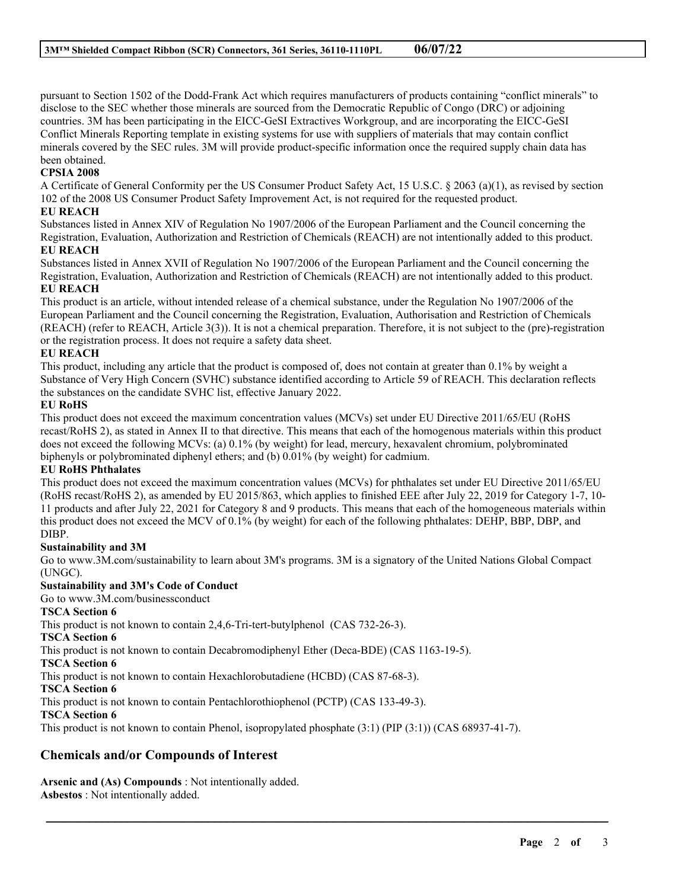pursuant to Section 1502 of the Dodd-Frank Act which requires manufacturers of products containing "conflict minerals" to disclose to the SEC whether those minerals are sourced from the Democratic Republic of Congo (DRC) or adjoining countries. 3M has been participating in the EICC-GeSI Extractives Workgroup, and are incorporating the EICC-GeSI Conflict Minerals Reporting template in existing systems for use with suppliers of materials that may contain conflict minerals covered by the SEC rules. 3M will provide product-specific information once the required supply chain data has been obtained.

**CPSIA 2008**

A Certificate of General Conformity per the US Consumer Product Safety Act, 15 U.S.C. § 2063 (a)(1), as revised by section 102 of the 2008 US Consumer Product Safety Improvement Act, is not required for the requested product.

**EU REACH**

Substances listed in Annex XIV of Regulation No 1907/2006 of the European Parliament and the Council concerning the Registration, Evaluation, Authorization and Restriction of Chemicals (REACH) are not intentionally added to this product.

**EU REACH**

Substances listed in Annex XVII of Regulation No 1907/2006 of the European Parliament and the Council concerning the Registration, Evaluation, Authorization and Restriction of Chemicals (REACH) are not intentionally added to this product.

**EU REACH**

This product is an article, without intended release of a chemical substance, under the Regulation No 1907/2006 of the European Parliament and the Council concerning the Registration, Evaluation, Authorisation and Restriction of Chemicals (REACH) (refer to REACH, Article 3(3)). It is not a chemical preparation. Therefore, it is not subject to the (pre)-registration or the registration process. It does not require a safety data sheet.

**EU REACH**

This product, including any article that the product is composed of, does not contain at greater than 0.1% by weight a Substance of Very High Concern (SVHC) substance identified according to Article 59 of REACH. This declaration reflects the substances on the candidate SVHC list, effective January 2022.

**EU RoHS**

This product does not exceed the maximum concentration values (MCVs) set under EU Directive 2011/65/EU (RoHS recast/RoHS 2), as stated in Annex II to that directive. This means that each of the homogenous materials within this product does not exceed the following MCVs: (a) 0.1% (by weight) for lead, mercury, hexavalent chromium, polybrominated biphenyls or polybrominated diphenyl ethers; and (b) 0.01% (by weight) for cadmium.

**EU RoHS Phthalates**

This product does not exceed the maximum concentration values (MCVs) for phthalates set under EU Directive 2011/65/EU (RoHS recast/RoHS 2), as amended by EU 2015/863, which applies to finished EEE after July 22, 2019 for Category 1-7, 10-11 products and after July 22, 2021 for Category 8 and 9 products. This means that each of the homogeneous materials within this product does not exceed the MCV of 0.1% (by weight) for each of the following phthalates: DEHP, BBP, DBP, and DIBP.

**Sustainability and 3M**

Go to www.3M.com/sustainability to learn about 3M's programs. 3M is a signatory of the United Nations Global Compact (UNGC).

**Sustainability and 3M's Code of Conduct**

Go to www.3M.com/businessconduct

**TSCA Section 6**

This product is not known to contain 2,4,6-Tri-tert-butylphenol (CAS 732-26-3).

**TSCA Section 6**

This product is not known to contain Decabromodiphenyl Ether (Deca-BDE) (CAS 1163-19-5).

**TSCA Section 6**

This product is not known to contain Hexachlorobutadiene (HCBD) (CAS 87-68-3).

**TSCA Section 6**

This product is not known to contain Pentachlorothiophenol (PCTP) (CAS 133-49-3).

**TSCA Section 6**

This product is not known to contain Phenol, isopropylated phosphate (3:1) (PIP (3:1)) (CAS 68937-41-7).

## Chemicals and/or Compounds of Interest

**Arsenic and (As) Compounds** : Not intentionally added.
**Asbestos** : Not intentionally added.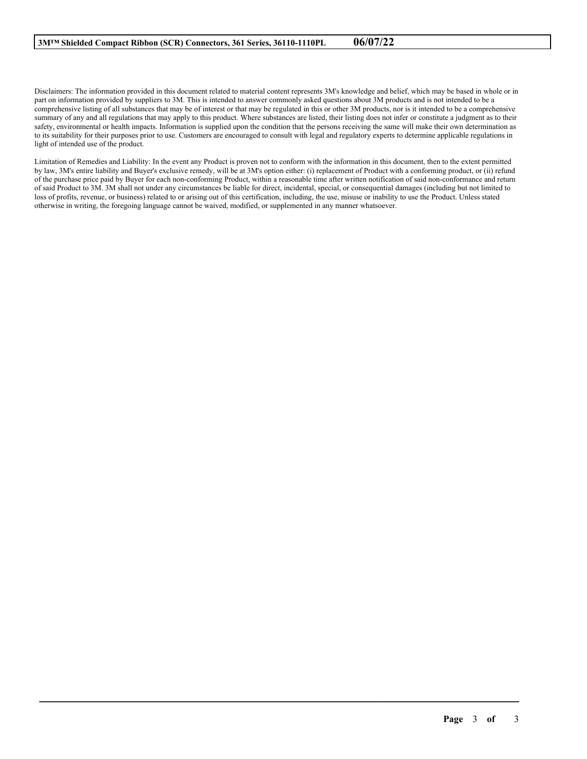Disclaimers: The information provided in this document related to material content represents 3M's knowledge and belief, which may be based in whole or in part on information provided by suppliers to 3M. This is intended to answer commonly asked questions about 3M products and is not intended to be a comprehensive listing of all substances that may be of interest or that may be regulated in this or other 3M products, nor is it intended to be a comprehensive summary of any and all regulations that may apply to this product. Where substances are listed, their listing does not infer or constitute a judgment as to their safety, environmental or health impacts. Information is supplied upon the condition that the persons receiving the same will make their own determination as to its suitability for their purposes prior to use. Customers are encouraged to consult with legal and regulatory experts to determine applicable regulations in light of intended use of the product.

Limitation of Remedies and Liability: In the event any Product is proven not to conform with the information in this document, then to the extent permitted by law, 3M's entire liability and Buyer's exclusive remedy, will be at 3M's option either: (i) replacement of Product with a conforming product, or (ii) refund of the purchase price paid by Buyer for each non-conforming Product, within a reasonable time after written notification of said non-conformance and return of said Product to 3M. 3M shall not under any circumstances be liable for direct, incidental, special, or consequential damages (including but not limited to loss of profits, revenue, or business) related to or arising out of this certification, including, the use, misuse or inability to use the Product. Unless stated otherwise in writing, the foregoing language cannot be waived, modified, or supplemented in any manner whatsoever.